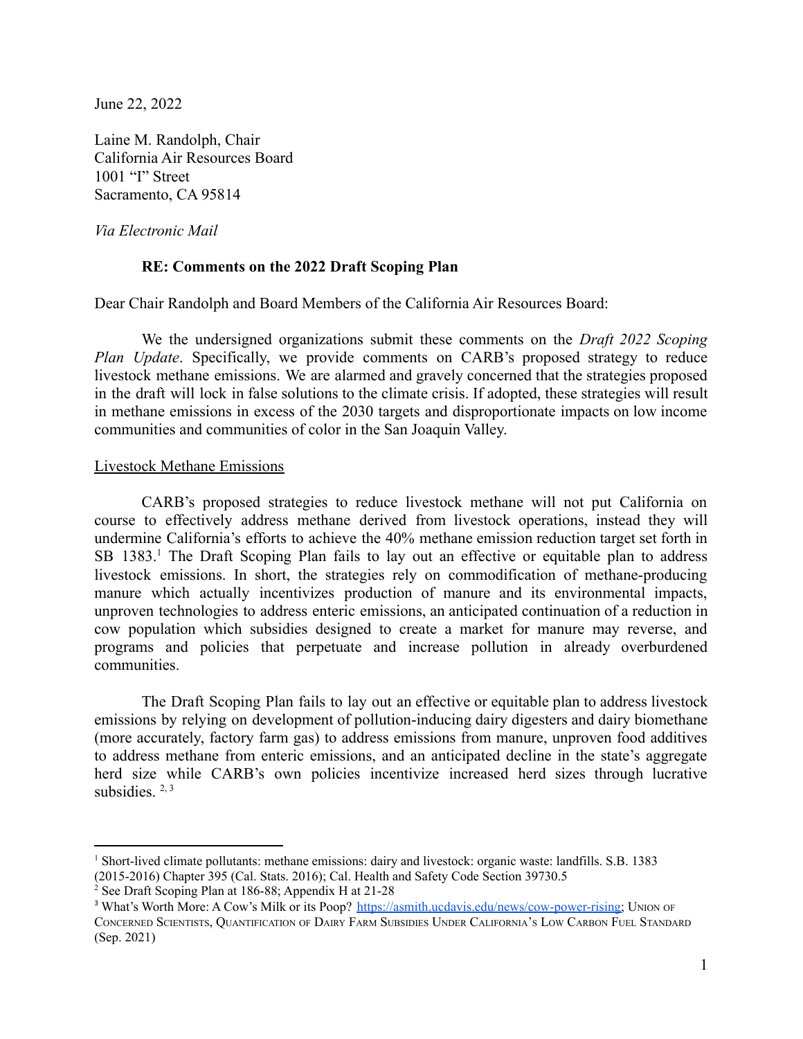June 22, 2022

Laine M. Randolph, Chair
California Air Resources Board
1001 "I" Street
Sacramento, CA 95814

*Via Electronic Mail*

**RE: Comments on the 2022 Draft Scoping Plan**

Dear Chair Randolph and Board Members of the California Air Resources Board:

We the undersigned organizations submit these comments on the *Draft 2022 Scoping Plan Update*. Specifically, we provide comments on CARB's proposed strategy to reduce livestock methane emissions. We are alarmed and gravely concerned that the strategies proposed in the draft will lock in false solutions to the climate crisis. If adopted, these strategies will result in methane emissions in excess of the 2030 targets and disproportionate impacts on low income communities and communities of color in the San Joaquin Valley.

Livestock Methane Emissions

CARB's proposed strategies to reduce livestock methane will not put California on course to effectively address methane derived from livestock operations, instead they will undermine California's efforts to achieve the 40% methane emission reduction target set forth in SB 1383.[1] The Draft Scoping Plan fails to lay out an effective or equitable plan to address livestock emissions. In short, the strategies rely on commodification of methane-producing manure which actually incentivizes production of manure and its environmental impacts, unproven technologies to address enteric emissions, an anticipated continuation of a reduction in cow population which subsidies designed to create a market for manure may reverse, and programs and policies that perpetuate and increase pollution in already overburdened communities.

The Draft Scoping Plan fails to lay out an effective or equitable plan to address livestock emissions by relying on development of pollution-inducing dairy digesters and dairy biomethane (more accurately, factory farm gas) to address emissions from manure, unproven food additives to address methane from enteric emissions, and an anticipated decline in the state's aggregate herd size while CARB's own policies incentivize increased herd sizes through lucrative subsidies. [2, 3]

---

[1] Short-lived climate pollutants: methane emissions: dairy and livestock: organic waste: landfills. S.B. 1383 (2015-2016) Chapter 395 (Cal. Stats. 2016); Cal. Health and Safety Code Section 39730.5

[2] See Draft Scoping Plan at 186-88; Appendix H at 21-28

[3] What's Worth More: A Cow's Milk or its Poop? https://asmith.ucdavis.edu/news/cow-power-rising; Union of Concerned Scientists, Quantification of Dairy Farm Subsidies Under California's Low Carbon Fuel Standard (Sep. 2021)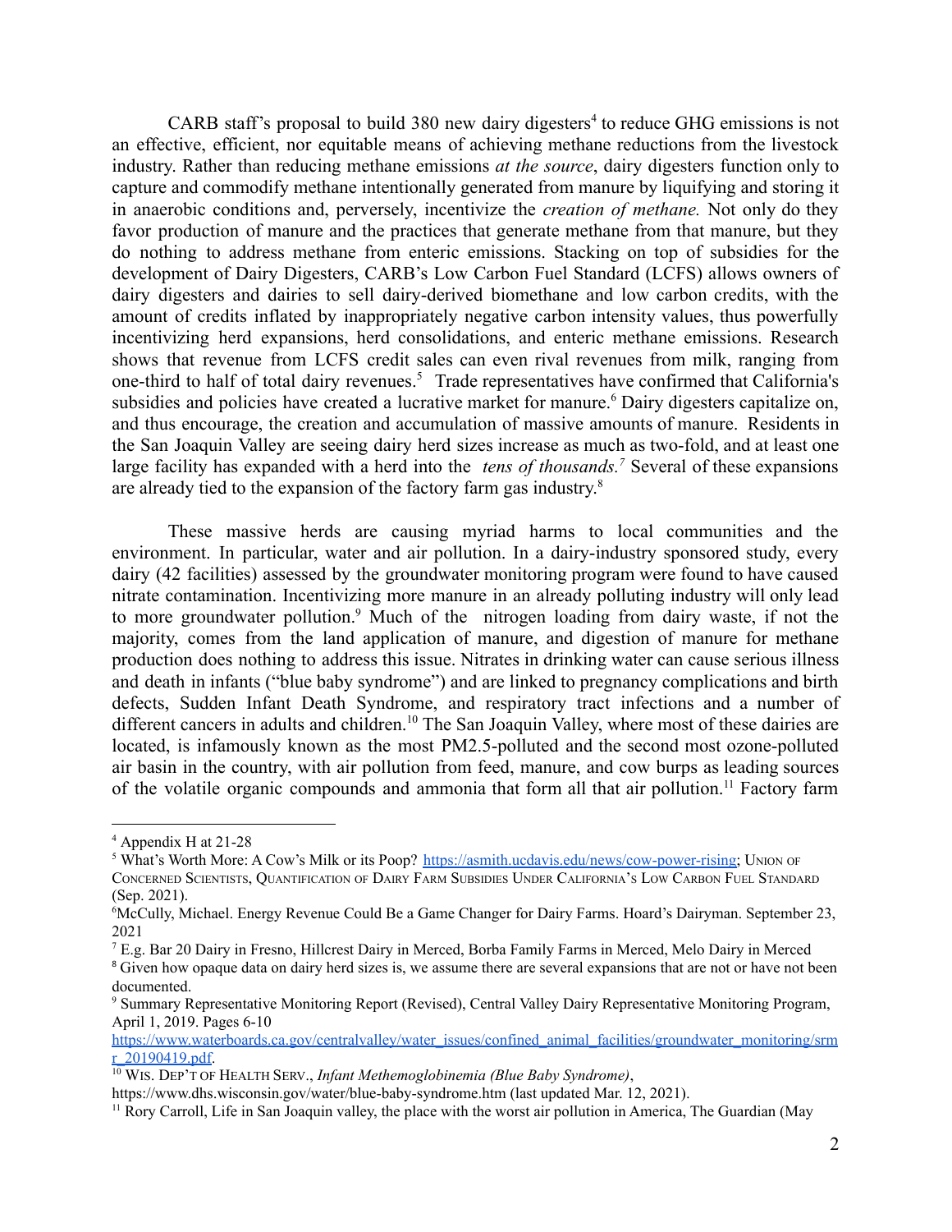CARB staff's proposal to build 380 new dairy digesters[4] to reduce GHG emissions is not an effective, efficient, nor equitable means of achieving methane reductions from the livestock industry. Rather than reducing methane emissions *at the source*, dairy digesters function only to capture and commodify methane intentionally generated from manure by liquifying and storing it in anaerobic conditions and, perversely, incentivize the *creation of methane.* Not only do they favor production of manure and the practices that generate methane from that manure, but they do nothing to address methane from enteric emissions. Stacking on top of subsidies for the development of Dairy Digesters, CARB's Low Carbon Fuel Standard (LCFS) allows owners of dairy digesters and dairies to sell dairy-derived biomethane and low carbon credits, with the amount of credits inflated by inappropriately negative carbon intensity values, thus powerfully incentivizing herd expansions, herd consolidations, and enteric methane emissions. Research shows that revenue from LCFS credit sales can even rival revenues from milk, ranging from one-third to half of total dairy revenues.[5] Trade representatives have confirmed that California's subsidies and policies have created a lucrative market for manure.[6] Dairy digesters capitalize on, and thus encourage, the creation and accumulation of massive amounts of manure. Residents in the San Joaquin Valley are seeing dairy herd sizes increase as much as two-fold, and at least one large facility has expanded with a herd into the *tens of thousands.*[7] Several of these expansions are already tied to the expansion of the factory farm gas industry.[8]

These massive herds are causing myriad harms to local communities and the environment. In particular, water and air pollution. In a dairy-industry sponsored study, every dairy (42 facilities) assessed by the groundwater monitoring program were found to have caused nitrate contamination. Incentivizing more manure in an already polluting industry will only lead to more groundwater pollution.[9] Much of the nitrogen loading from dairy waste, if not the majority, comes from the land application of manure, and digestion of manure for methane production does nothing to address this issue. Nitrates in drinking water can cause serious illness and death in infants ("blue baby syndrome") and are linked to pregnancy complications and birth defects, Sudden Infant Death Syndrome, and respiratory tract infections and a number of different cancers in adults and children.[10] The San Joaquin Valley, where most of these dairies are located, is infamously known as the most PM2.5-polluted and the second most ozone-polluted air basin in the country, with air pollution from feed, manure, and cow burps as leading sources of the volatile organic compounds and ammonia that form all that air pollution.[11] Factory farm

---

[4] Appendix H at 21-28

[5] What's Worth More: A Cow's Milk or its Poop? https://asmith.ucdavis.edu/news/cow-power-rising; Union of Concerned Scientists, Quantification of Dairy Farm Subsidies Under California's Low Carbon Fuel Standard (Sep. 2021).

[6] McCully, Michael. Energy Revenue Could Be a Game Changer for Dairy Farms. Hoard's Dairyman. September 23, 2021

[7] E.g. Bar 20 Dairy in Fresno, Hillcrest Dairy in Merced, Borba Family Farms in Merced, Melo Dairy in Merced

[8] Given how opaque data on dairy herd sizes is, we assume there are several expansions that are not or have not been documented.

[9] Summary Representative Monitoring Report (Revised), Central Valley Dairy Representative Monitoring Program, April 1, 2019. Pages 6-10 https://www.waterboards.ca.gov/centralvalley/water_issues/confined_animal_facilities/groundwater_monitoring/srmr_20190419.pdf.

[10] Wis. Dep't of Health Serv., *Infant Methemoglobinemia (Blue Baby Syndrome)*, https://www.dhs.wisconsin.gov/water/blue-baby-syndrome.htm (last updated Mar. 12, 2021).

[11] Rory Carroll, Life in San Joaquin valley, the place with the worst air pollution in America, The Guardian (May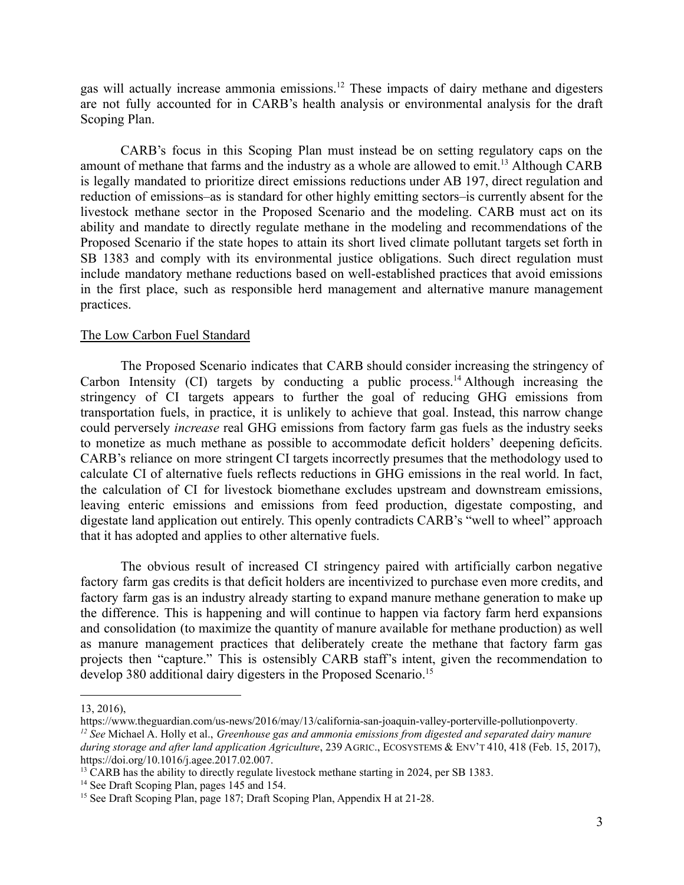gas will actually increase ammonia emissions.[12] These impacts of dairy methane and digesters are not fully accounted for in CARB's health analysis or environmental analysis for the draft Scoping Plan.

CARB's focus in this Scoping Plan must instead be on setting regulatory caps on the amount of methane that farms and the industry as a whole are allowed to emit.[13] Although CARB is legally mandated to prioritize direct emissions reductions under AB 197, direct regulation and reduction of emissions–as is standard for other highly emitting sectors–is currently absent for the livestock methane sector in the Proposed Scenario and the modeling. CARB must act on its ability and mandate to directly regulate methane in the modeling and recommendations of the Proposed Scenario if the state hopes to attain its short lived climate pollutant targets set forth in SB 1383 and comply with its environmental justice obligations. Such direct regulation must include mandatory methane reductions based on well-established practices that avoid emissions in the first place, such as responsible herd management and alternative manure management practices.

<u>The Low Carbon Fuel Standard</u>

The Proposed Scenario indicates that CARB should consider increasing the stringency of Carbon Intensity (CI) targets by conducting a public process.[14] Although increasing the stringency of CI targets appears to further the goal of reducing GHG emissions from transportation fuels, in practice, it is unlikely to achieve that goal. Instead, this narrow change could perversely *increase* real GHG emissions from factory farm gas fuels as the industry seeks to monetize as much methane as possible to accommodate deficit holders' deepening deficits. CARB's reliance on more stringent CI targets incorrectly presumes that the methodology used to calculate CI of alternative fuels reflects reductions in GHG emissions in the real world. In fact, the calculation of CI for livestock biomethane excludes upstream and downstream emissions, leaving enteric emissions and emissions from feed production, digestate composting, and digestate land application out entirely. This openly contradicts CARB's "well to wheel" approach that it has adopted and applies to other alternative fuels.

The obvious result of increased CI stringency paired with artificially carbon negative factory farm gas credits is that deficit holders are incentivized to purchase even more credits, and factory farm gas is an industry already starting to expand manure methane generation to make up the difference. This is happening and will continue to happen via factory farm herd expansions and consolidation (to maximize the quantity of manure available for methane production) as well as manure management practices that deliberately create the methane that factory farm gas projects then "capture." This is ostensibly CARB staff's intent, given the recommendation to develop 380 additional dairy digesters in the Proposed Scenario.[15]

---

13, 2016), https://www.theguardian.com/us-news/2016/may/13/california-san-joaquin-valley-porterville-pollutionpoverty.

[12] *See* Michael A. Holly et al., *Greenhouse gas and ammonia emissions from digested and separated dairy manure during storage and after land application Agriculture*, 239 AGRIC., ECOSYSTEMS & ENV'T 410, 418 (Feb. 15, 2017), https://doi.org/10.1016/j.agee.2017.02.007.

[13] CARB has the ability to directly regulate livestock methane starting in 2024, per SB 1383.

[14] See Draft Scoping Plan, pages 145 and 154.

[15] See Draft Scoping Plan, page 187; Draft Scoping Plan, Appendix H at 21-28.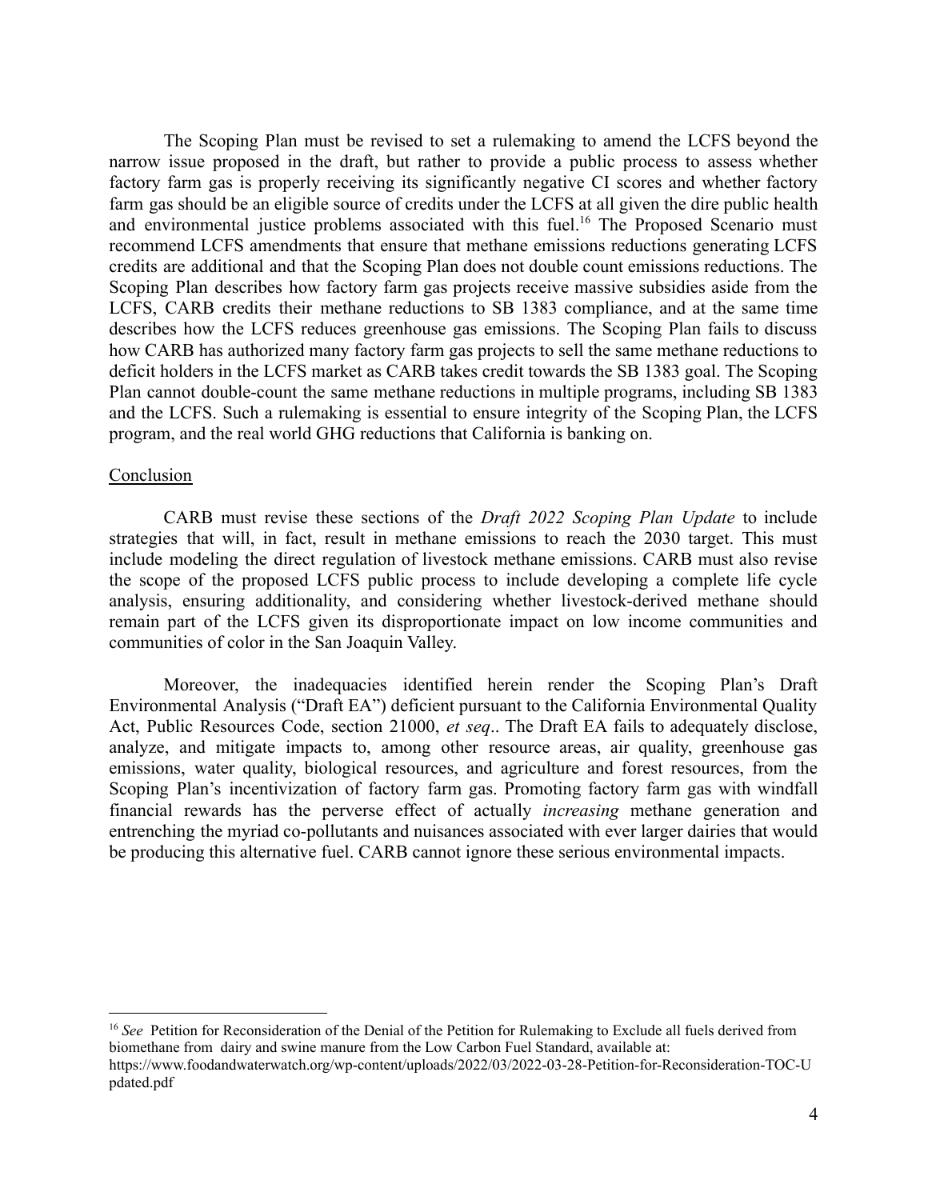The Scoping Plan must be revised to set a rulemaking to amend the LCFS beyond the narrow issue proposed in the draft, but rather to provide a public process to assess whether factory farm gas is properly receiving its significantly negative CI scores and whether factory farm gas should be an eligible source of credits under the LCFS at all given the dire public health and environmental justice problems associated with this fuel.[16] The Proposed Scenario must recommend LCFS amendments that ensure that methane emissions reductions generating LCFS credits are additional and that the Scoping Plan does not double count emissions reductions. The Scoping Plan describes how factory farm gas projects receive massive subsidies aside from the LCFS, CARB credits their methane reductions to SB 1383 compliance, and at the same time describes how the LCFS reduces greenhouse gas emissions. The Scoping Plan fails to discuss how CARB has authorized many factory farm gas projects to sell the same methane reductions to deficit holders in the LCFS market as CARB takes credit towards the SB 1383 goal. The Scoping Plan cannot double-count the same methane reductions in multiple programs, including SB 1383 and the LCFS. Such a rulemaking is essential to ensure integrity of the Scoping Plan, the LCFS program, and the real world GHG reductions that California is banking on.

## Conclusion

CARB must revise these sections of the *Draft 2022 Scoping Plan Update* to include strategies that will, in fact, result in methane emissions to reach the 2030 target. This must include modeling the direct regulation of livestock methane emissions. CARB must also revise the scope of the proposed LCFS public process to include developing a complete life cycle analysis, ensuring additionality, and considering whether livestock-derived methane should remain part of the LCFS given its disproportionate impact on low income communities and communities of color in the San Joaquin Valley.

Moreover, the inadequacies identified herein render the Scoping Plan's Draft Environmental Analysis ("Draft EA") deficient pursuant to the California Environmental Quality Act, Public Resources Code, section 21000, *et seq*.. The Draft EA fails to adequately disclose, analyze, and mitigate impacts to, among other resource areas, air quality, greenhouse gas emissions, water quality, biological resources, and agriculture and forest resources, from the Scoping Plan's incentivization of factory farm gas. Promoting factory farm gas with windfall financial rewards has the perverse effect of actually *increasing* methane generation and entrenching the myriad co-pollutants and nuisances associated with ever larger dairies that would be producing this alternative fuel. CARB cannot ignore these serious environmental impacts.

---

[16] *See* Petition for Reconsideration of the Denial of the Petition for Rulemaking to Exclude all fuels derived from biomethane from dairy and swine manure from the Low Carbon Fuel Standard, available at: https://www.foodandwaterwatch.org/wp-content/uploads/2022/03/2022-03-28-Petition-for-Reconsideration-TOC-Updated.pdf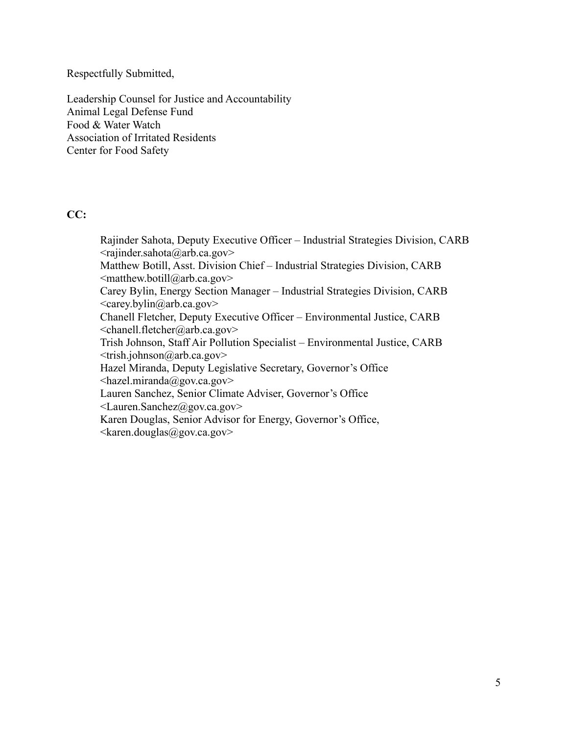Respectfully Submitted,

Leadership Counsel for Justice and Accountability
Animal Legal Defense Fund
Food & Water Watch
Association of Irritated Residents
Center for Food Safety

**CC:**

Rajinder Sahota, Deputy Executive Officer – Industrial Strategies Division, CARB
<rajinder.sahota@arb.ca.gov>
Matthew Botill, Asst. Division Chief – Industrial Strategies Division, CARB
<matthew.botill@arb.ca.gov>
Carey Bylin, Energy Section Manager – Industrial Strategies Division, CARB
<carey.bylin@arb.ca.gov>
Chanell Fletcher, Deputy Executive Officer – Environmental Justice, CARB
<chanell.fletcher@arb.ca.gov>
Trish Johnson, Staff Air Pollution Specialist – Environmental Justice, CARB
<trish.johnson@arb.ca.gov>
Hazel Miranda, Deputy Legislative Secretary, Governor's Office
<hazel.miranda@gov.ca.gov>
Lauren Sanchez, Senior Climate Adviser, Governor's Office
<Lauren.Sanchez@gov.ca.gov>
Karen Douglas, Senior Advisor for Energy, Governor's Office,
<karen.douglas@gov.ca.gov>